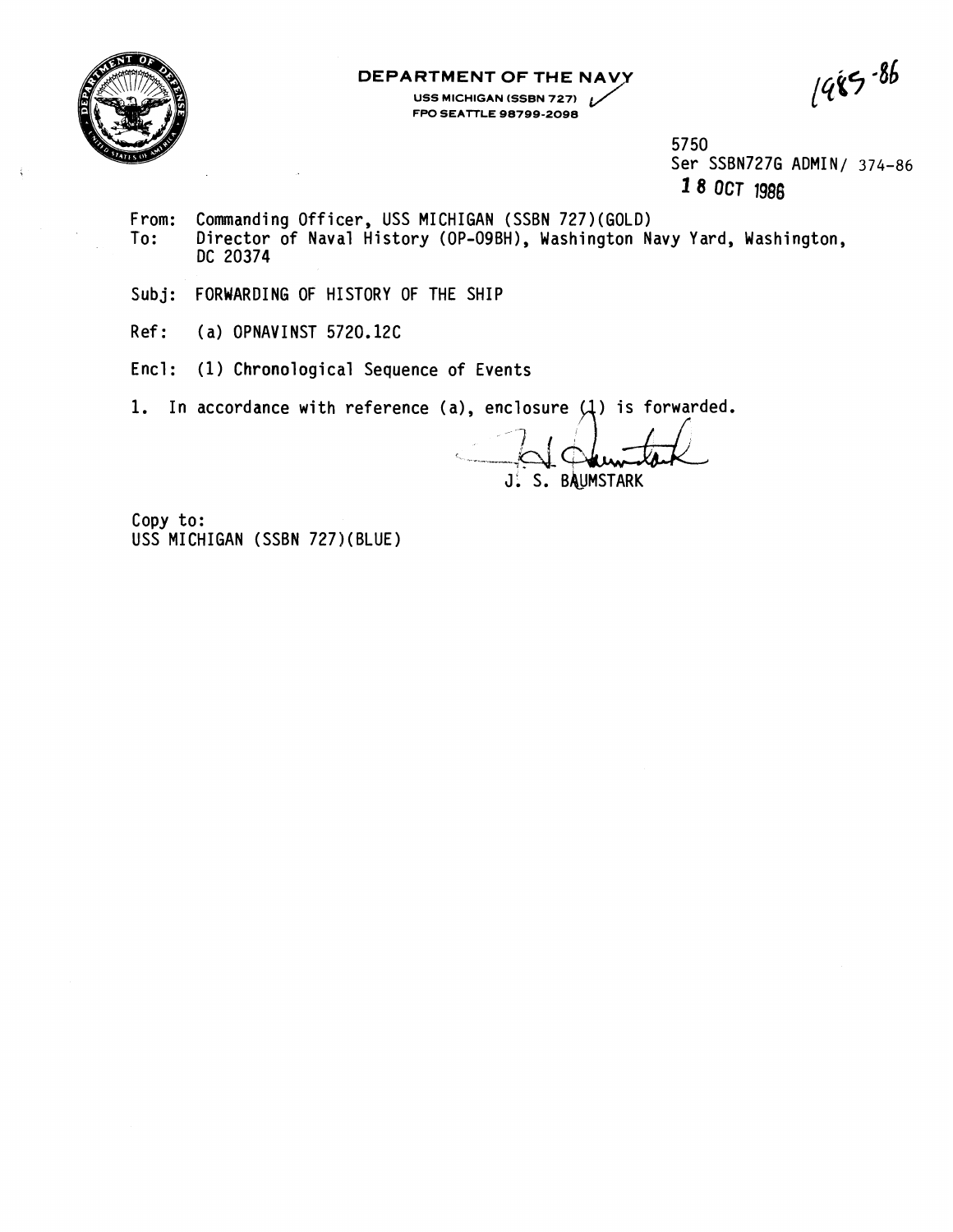**DEPARTMENT OF THE NAVY**

USS MICHIGAN (SSBN 727)
FPO SEATTLE 98799-2098

1985-86

5750
Ser SSBN727G ADMIN/ 374-86
18 OCT 1986

From: Commanding Officer, USS MICHIGAN (SSBN 727)(GOLD)
To: Director of Naval History (OP-09BH), Washington Navy Yard, Washington, DC 20374

Subj: FORWARDING OF HISTORY OF THE SHIP

Ref: (a) OPNAVINST 5720.12C

Encl: (1) Chronological Sequence of Events

1. In accordance with reference (a), enclosure (1) is forwarded.

J. S. BAUMSTARK

Copy to:
USS MICHIGAN (SSBN 727)(BLUE)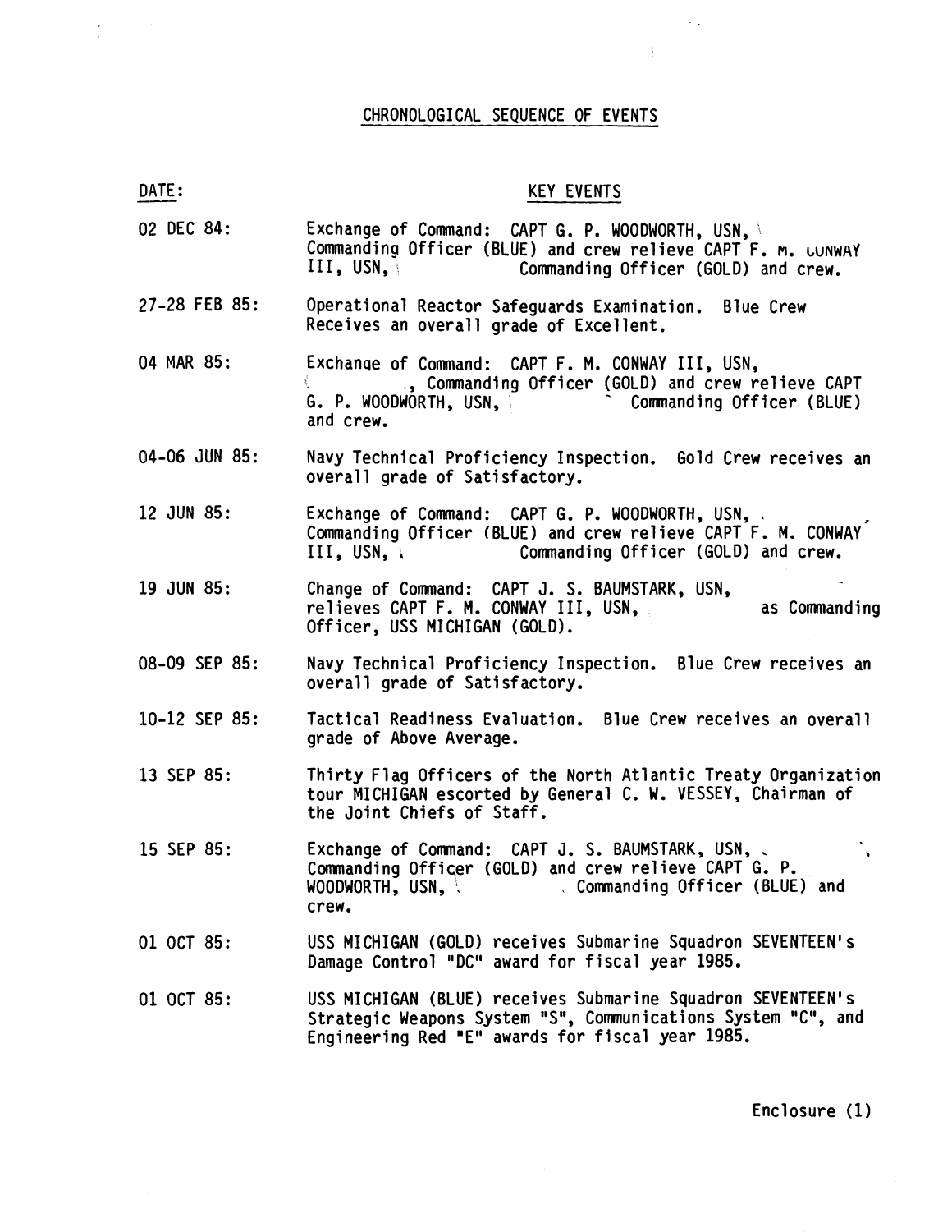# CHRONOLOGICAL SEQUENCE OF EVENTS

| DATE: | KEY EVENTS |
|---|---|
| 02 DEC 84: | Exchange of Command: CAPT G. P. WOODWORTH, USN, Commanding Officer (BLUE) and crew relieve CAPT F. M. CONWAY III, USN, Commanding Officer (GOLD) and crew. |
| 27-28 FEB 85: | Operational Reactor Safeguards Examination. Blue Crew Receives an overall grade of Excellent. |
| 04 MAR 85: | Exchange of Command: CAPT F. M. CONWAY III, USN, ., Commanding Officer (GOLD) and crew relieve CAPT G. P. WOODWORTH, USN, Commanding Officer (BLUE) and crew. |
| 04-06 JUN 85: | Navy Technical Proficiency Inspection. Gold Crew receives an overall grade of Satisfactory. |
| 12 JUN 85: | Exchange of Command: CAPT G. P. WOODWORTH, USN, Commanding Officer (BLUE) and crew relieve CAPT F. M. CONWAY III, USN, Commanding Officer (GOLD) and crew. |
| 19 JUN 85: | Change of Command: CAPT J. S. BAUMSTARK, USN, relieves CAPT F. M. CONWAY III, USN, as Commanding Officer, USS MICHIGAN (GOLD). |
| 08-09 SEP 85: | Navy Technical Proficiency Inspection. Blue Crew receives an overall grade of Satisfactory. |
| 10-12 SEP 85: | Tactical Readiness Evaluation. Blue Crew receives an overall grade of Above Average. |
| 13 SEP 85: | Thirty Flag Officers of the North Atlantic Treaty Organization tour MICHIGAN escorted by General C. W. VESSEY, Chairman of the Joint Chiefs of Staff. |
| 15 SEP 85: | Exchange of Command: CAPT J. S. BAUMSTARK, USN, Commanding Officer (GOLD) and crew relieve CAPT G. P. WOODWORTH, USN, Commanding Officer (BLUE) and crew. |
| 01 OCT 85: | USS MICHIGAN (GOLD) receives Submarine Squadron SEVENTEEN's Damage Control "DC" award for fiscal year 1985. |
| 01 OCT 85: | USS MICHIGAN (BLUE) receives Submarine Squadron SEVENTEEN's Strategic Weapons System "S", Communications System "C", and Engineering Red "E" awards for fiscal year 1985. |

Enclosure (1)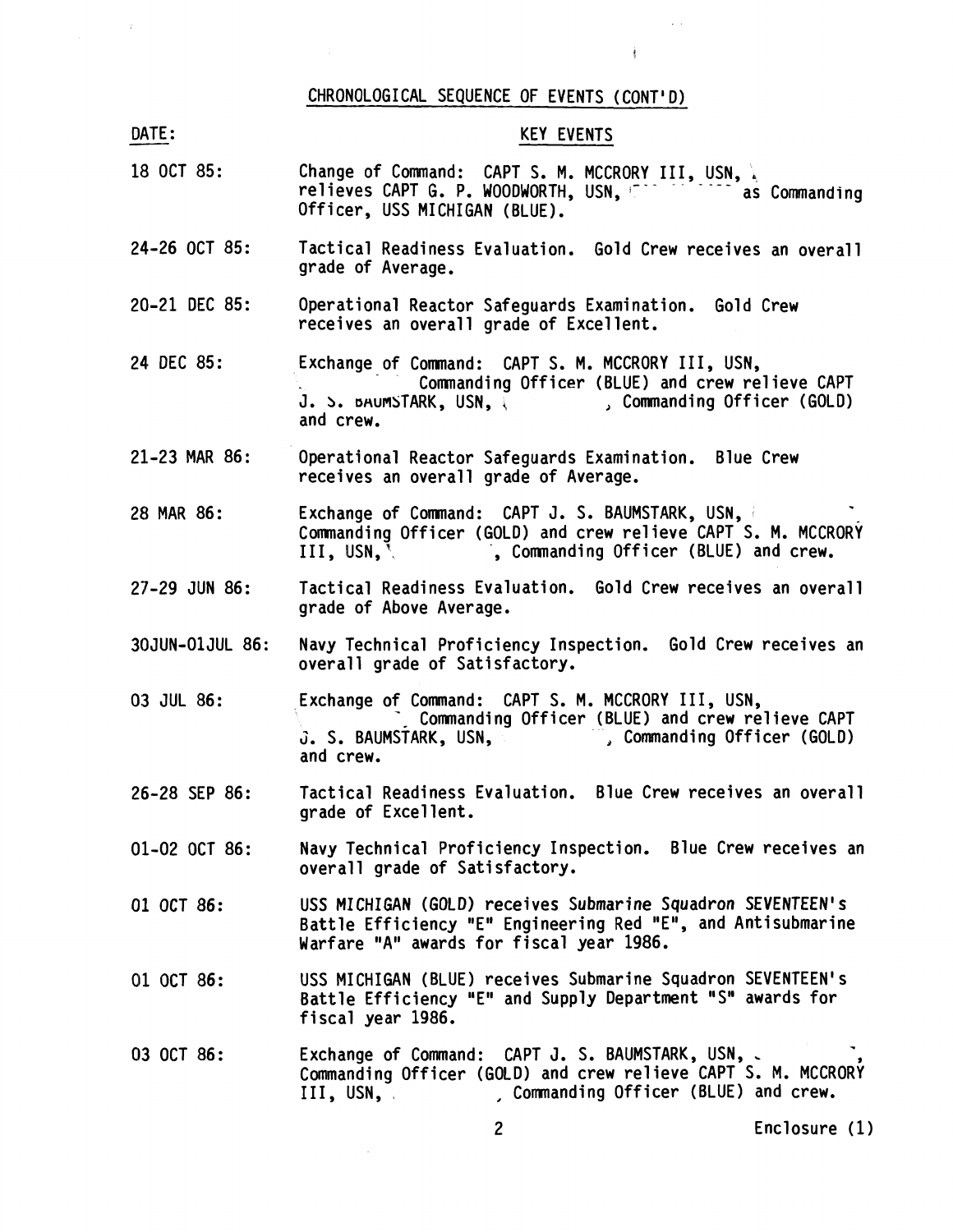CHRONOLOGICAL SEQUENCE OF EVENTS (CONT'D)

| DATE: | KEY EVENTS |
|---|---|
| 18 OCT 85: | Change of Command: CAPT S. M. MCCRORY III, USN, relieves CAPT G. P. WOODWORTH, USN, as Commanding Officer, USS MICHIGAN (BLUE). |
| 24-26 OCT 85: | Tactical Readiness Evaluation. Gold Crew receives an overall grade of Average. |
| 20-21 DEC 85: | Operational Reactor Safeguards Examination. Gold Crew receives an overall grade of Excellent. |
| 24 DEC 85: | Exchange of Command: CAPT S. M. MCCRORY III, USN, Commanding Officer (BLUE) and crew relieve CAPT J. S. BAUMSTARK, USN, , Commanding Officer (GOLD) and crew. |
| 21-23 MAR 86: | Operational Reactor Safeguards Examination. Blue Crew receives an overall grade of Average. |
| 28 MAR 86: | Exchange of Command: CAPT J. S. BAUMSTARK, USN, Commanding Officer (GOLD) and crew relieve CAPT S. M. MCCRORY III, USN, , Commanding Officer (BLUE) and crew. |
| 27-29 JUN 86: | Tactical Readiness Evaluation. Gold Crew receives an overall grade of Above Average. |
| 30JUN-01JUL 86: | Navy Technical Proficiency Inspection. Gold Crew receives an overall grade of Satisfactory. |
| 03 JUL 86: | Exchange of Command: CAPT S. M. MCCRORY III, USN, Commanding Officer (BLUE) and crew relieve CAPT J. S. BAUMSTARK, USN, , Commanding Officer (GOLD) and crew. |
| 26-28 SEP 86: | Tactical Readiness Evaluation. Blue Crew receives an overall grade of Excellent. |
| 01-02 OCT 86: | Navy Technical Proficiency Inspection. Blue Crew receives an overall grade of Satisfactory. |
| 01 OCT 86: | USS MICHIGAN (GOLD) receives Submarine Squadron SEVENTEEN's Battle Efficiency "E" Engineering Red "E", and Antisubmarine Warfare "A" awards for fiscal year 1986. |
| 01 OCT 86: | USS MICHIGAN (BLUE) receives Submarine Squadron SEVENTEEN's Battle Efficiency "E" and Supply Department "S" awards for fiscal year 1986. |
| 03 OCT 86: | Exchange of Command: CAPT J. S. BAUMSTARK, USN, , Commanding Officer (GOLD) and crew relieve CAPT S. M. MCCRORY III, USN, , Commanding Officer (BLUE) and crew. |

Enclosure (1)